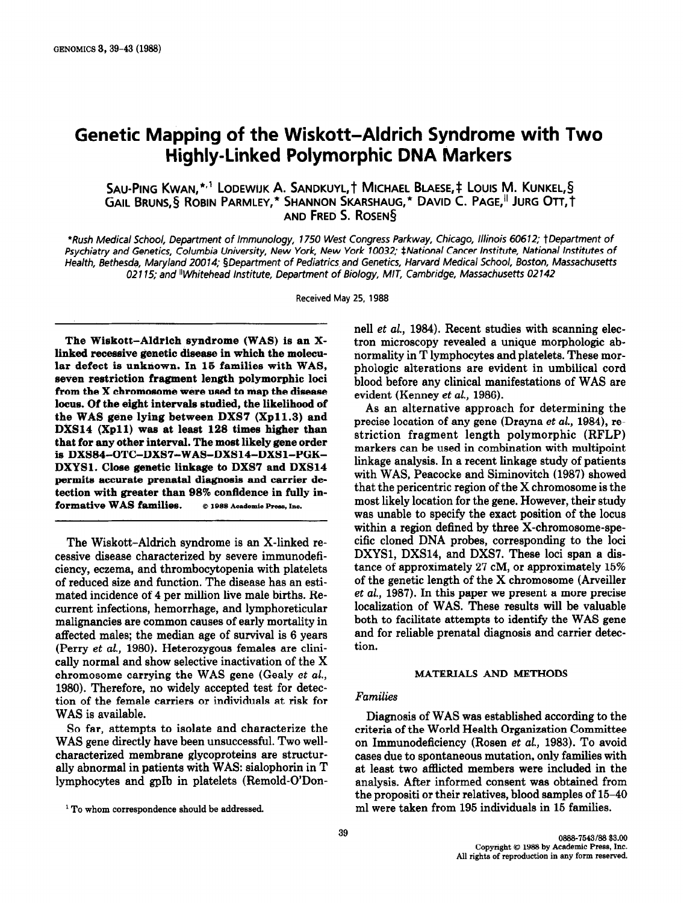# Genetic Mapping of the Wiskott–Aldrich Syndrome with Two Highly-Linked Polymorphic DNA Markers

SAU-PING KWAN,*[,1] LODEWIJK A. SANDKUYL,† MICHAEL BLAESE,‡ LOUIS M. KUNKEL,§ GAIL BRUNS,§ ROBIN PARMLEY,* SHANNON SKARSHAUG,* DAVID C. PAGE,|| JURG OTT,† AND FRED S. ROSEN§

*Rush Medical School, Department of Immunology, 1750 West Congress Parkway, Chicago, Illinois 60612; †Department of Psychiatry and Genetics, Columbia University, New York, New York 10032; ‡National Cancer Institute, National Institutes of Health, Bethesda, Maryland 20014; §Department of Pediatrics and Genetics, Harvard Medical School, Boston, Massachusetts 02115; and ||Whitehead Institute, Department of Biology, MIT, Cambridge, Massachusetts 02142

Received May 25, 1988

**The Wiskott–Aldrich syndrome (WAS) is an X-linked recessive genetic disease in which the molecular defect is unknown. In 15 families with WAS, seven restriction fragment length polymorphic loci from the X chromosome were used to map the disease locus. Of the eight intervals studied, the likelihood of the WAS gene lying between DXS7 (Xp11.3) and DXS14 (Xp11) was at least 128 times higher than that for any other interval. The most likely gene order is DXS84–OTC–DXS7–WAS–DXS14–DXS1–PGK–DXYS1. Close genetic linkage to DXS7 and DXS14 permits accurate prenatal diagnosis and carrier detection with greater than 98% confidence in fully informative WAS families.** © 1988 Academic Press, Inc.

The Wiskott–Aldrich syndrome is an X-linked recessive disease characterized by severe immunodeficiency, eczema, and thrombocytopenia with platelets of reduced size and function. The disease has an estimated incidence of 4 per million live male births. Recurrent infections, hemorrhage, and lymphoreticular malignancies are common causes of early mortality in affected males; the median age of survival is 6 years (Perry *et al.*, 1980). Heterozygous females are clinically normal and show selective inactivation of the X chromosome carrying the WAS gene (Gealy *et al.*, 1980). Therefore, no widely accepted test for detection of the female carriers or individuals at risk for WAS is available.

So far, attempts to isolate and characterize the WAS gene directly have been unsuccessful. Two well-characterized membrane glycoproteins are structurally abnormal in patients with WAS: sialophorin in T lymphocytes and gpIb in platelets (Remold-O'Donnell *et al.*, 1984). Recent studies with scanning electron microscopy revealed a unique morphologic abnormality in T lymphocytes and platelets. These morphologic alterations are evident in umbilical cord blood before any clinical manifestations of WAS are evident (Kenney *et al.*, 1986).

As an alternative approach for determining the precise location of any gene (Drayna *et al.*, 1984), restriction fragment length polymorphic (RFLP) markers can be used in combination with multipoint linkage analysis. In a recent linkage study of patients with WAS, Peacocke and Siminovitch (1987) showed that the pericentric region of the X chromosome is the most likely location for the gene. However, their study was unable to specify the exact position of the locus within a region defined by three X-chromosome-specific cloned DNA probes, corresponding to the loci DXYS1, DXS14, and DXS7. These loci span a distance of approximately 27 cM, or approximately 15% of the genetic length of the X chromosome (Arveiller *et al.*, 1987). In this paper we present a more precise localization of WAS. These results will be valuable both to facilitate attempts to identify the WAS gene and for reliable prenatal diagnosis and carrier detection.

## MATERIALS AND METHODS

### *Families*

Diagnosis of WAS was established according to the criteria of the World Health Organization Committee on Immunodeficiency (Rosen *et al.*, 1983). To avoid cases due to spontaneous mutation, only families with at least two afflicted members were included in the analysis. After informed consent was obtained from the propositi or their relatives, blood samples of 15–40 ml were taken from 195 individuals in 15 families.

[1] To whom correspondence should be addressed.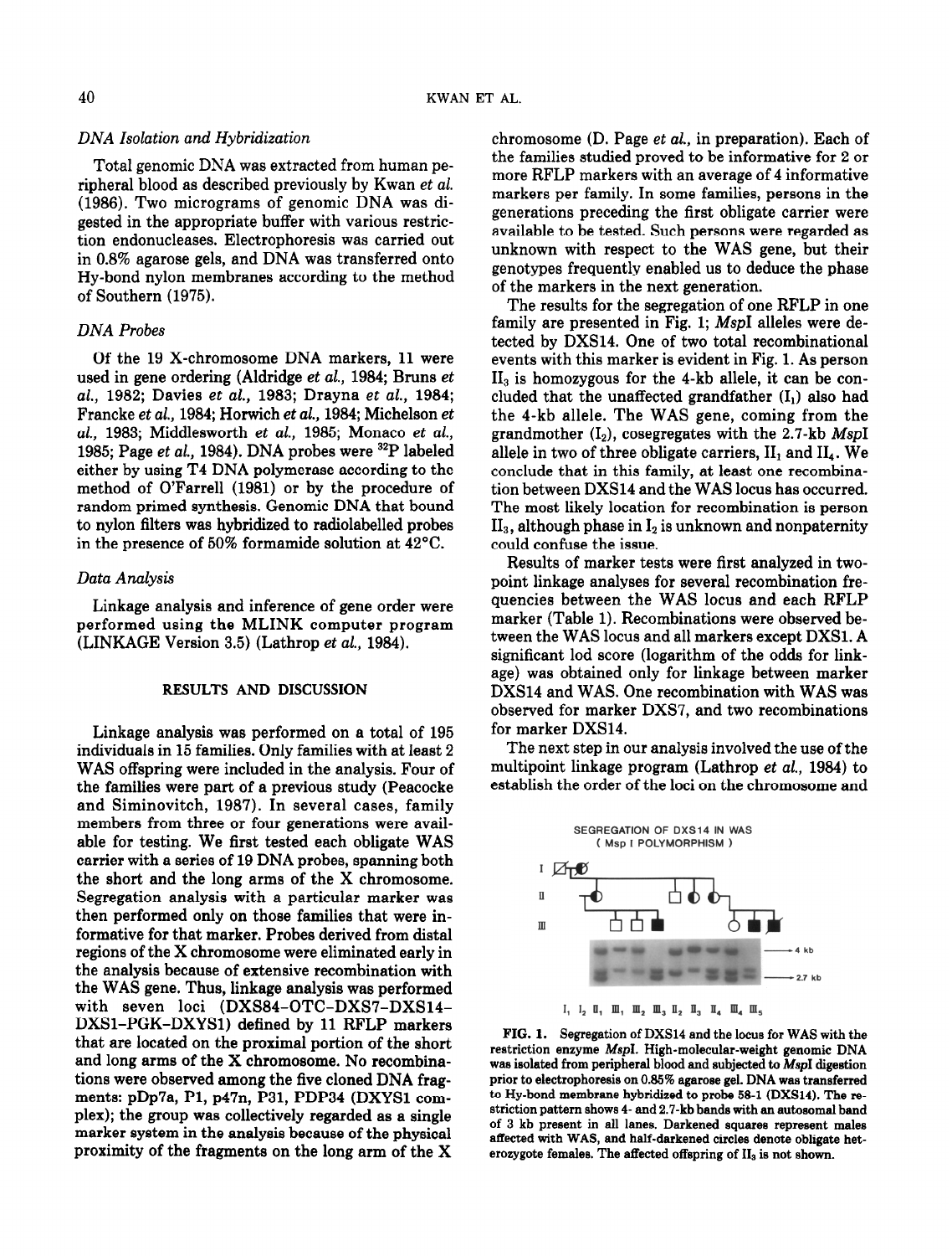### DNA Isolation and Hybridization

Total genomic DNA was extracted from human peripheral blood as described previously by Kwan *et al.* (1986). Two micrograms of genomic DNA was digested in the appropriate buffer with various restriction endonucleases. Electrophoresis was carried out in 0.8% agarose gels, and DNA was transferred onto Hy-bond nylon membranes according to the method of Southern (1975).

### DNA Probes

Of the 19 X-chromosome DNA markers, 11 were used in gene ordering (Aldridge *et al.*, 1984; Bruns *et al.*, 1982; Davies *et al.*, 1983; Drayna *et al.*, 1984; Francke *et al.*, 1984; Horwich *et al.*, 1984; Michelson *et al.*, 1983; Middlesworth *et al.*, 1985; Monaco *et al.*, 1985; Page *et al.*, 1984). DNA probes were $^{32}$P labeled either by using T4 DNA polymerase according to the method of O'Farrell (1981) or by the procedure of random primed synthesis. Genomic DNA that bound to nylon filters was hybridized to radiolabelled probes in the presence of 50% formamide solution at 42°C.

### Data Analysis

Linkage analysis and inference of gene order were performed using the MLINK computer program (LINKAGE Version 3.5) (Lathrop *et al.*, 1984).

## RESULTS AND DISCUSSION

Linkage analysis was performed on a total of 195 individuals in 15 families. Only families with at least 2 WAS offspring were included in the analysis. Four of the families were part of a previous study (Peacocke and Siminovitch, 1987). In several cases, family members from three or four generations were available for testing. We first tested each obligate WAS carrier with a series of 19 DNA probes, spanning both the short and the long arms of the X chromosome. Segregation analysis with a particular marker was then performed only on those families that were informative for that marker. Probes derived from distal regions of the X chromosome were eliminated early in the analysis because of extensive recombination with the WAS gene. Thus, linkage analysis was performed with seven loci (DXS84–OTC–DXS7–DXS14–DXS1–PGK–DXYS1) defined by 11 RFLP markers that are located on the proximal portion of the short and long arms of the X chromosome. No recombinations were observed among the five cloned DNA fragments: pDp7a, P1, p47n, P31, PDP34 (DXYS1 complex); the group was collectively regarded as a single marker system in the analysis because of the physical proximity of the fragments on the long arm of the X chromosome (D. Page *et al.*, in preparation). Each of the families studied proved to be informative for 2 or more RFLP markers with an average of 4 informative markers per family. In some families, persons in the generations preceding the first obligate carrier were available to be tested. Such persons were regarded as unknown with respect to the WAS gene, but their genotypes frequently enabled us to deduce the phase of the markers in the next generation.

The results for the segregation of one RFLP in one family are presented in Fig. 1; *Msp*I alleles were detected by DXS14. One of two total recombinational events with this marker is evident in Fig. 1. As person $II_3$ is homozygous for the 4-kb allele, it can be concluded that the unaffected grandfather ($I_1$) also had the 4-kb allele. The WAS gene, coming from the grandmother ($I_2$), cosegregates with the 2.7-kb *Msp*I allele in two of three obligate carriers, $II_1$ and $II_4$. We conclude that in this family, at least one recombination between DXS14 and the WAS locus has occurred. The most likely location for recombination is person $II_3$, although phase in $I_2$ is unknown and nonpaternity could confuse the issue.

Results of marker tests were first analyzed in two-point linkage analyses for several recombination frequencies between the WAS locus and each RFLP marker (Table 1). Recombinations were observed between the WAS locus and all markers except DXS1. A significant lod score (logarithm of the odds for linkage) was obtained only for linkage between marker DXS14 and WAS. One recombination with WAS was observed for marker DXS7, and two recombinations for marker DXS14.

The next step in our analysis involved the use of the multipoint linkage program (Lathrop *et al.*, 1984) to establish the order of the loci on the chromosome and

SEGREGATION OF DXS14 IN WAS (Msp I POLYMORPHISM)

**FIG. 1.** Segregation of DXS14 and the locus for WAS with the restriction enzyme *Msp*I. High-molecular-weight genomic DNA was isolated from peripheral blood and subjected to *Msp*I digestion prior to electrophoresis on 0.85% agarose gel. DNA was transferred to Hy-bond membrane hybridized to probe 58-1 (DXS14). The restriction pattern shows 4- and 2.7-kb bands with an autosomal band of 3 kb present in all lanes. Darkened squares represent males affected with WAS, and half-darkened circles denote obligate heterozygote females. The affected offspring of $II_3$ is not shown.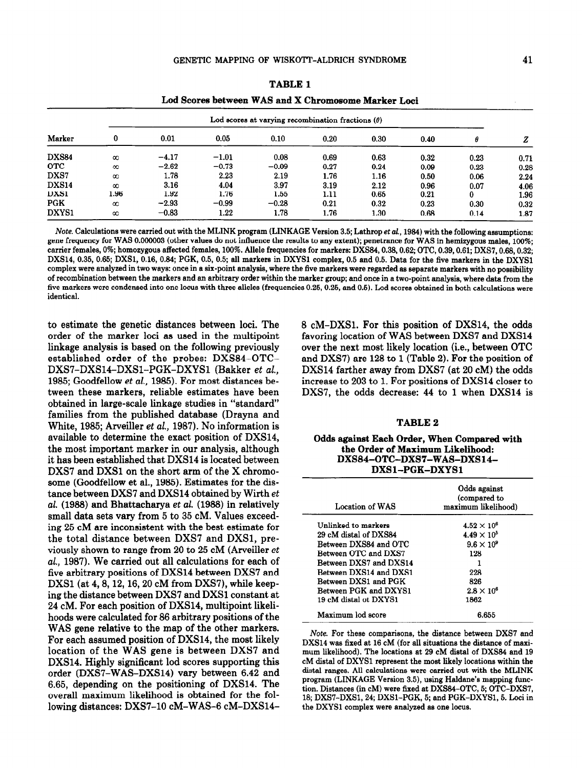**TABLE 1**

**Lod Scores between WAS and X Chromosome Marker Loci**

| Marker | Lod scores at varying recombination fractions ($\theta$) | | | | | | | | |
|---|---|---|---|---|---|---|---|---|---|
| | 0 | 0.01 | 0.05 | 0.10 | 0.20 | 0.30 | 0.40 | $\theta$ | $Z$ |
| DXS84 | $\infty$ | −4.17 | −1.01 | 0.08 | 0.69 | 0.63 | 0.32 | 0.23 | 0.71 |
| OTC | $\infty$ | −2.62 | −0.73 | −0.09 | 0.27 | 0.24 | 0.09 | 0.23 | 0.28 |
| DXS7 | $\infty$ | 1.78 | 2.23 | 2.19 | 1.76 | 1.16 | 0.50 | 0.06 | 2.24 |
| DXS14 | $\infty$ | 3.16 | 4.04 | 3.97 | 3.19 | 2.12 | 0.96 | 0.07 | 4.06 |
| DXS1 | 1.96 | 1.92 | 1.76 | 1.55 | 1.11 | 0.65 | 0.21 | 0 | 1.96 |
| PGK | $\infty$ | −2.93 | −0.99 | −0.28 | 0.21 | 0.32 | 0.23 | 0.30 | 0.32 |
| DXYS1 | $\infty$ | −0.83 | 1.22 | 1.78 | 1.76 | 1.30 | 0.68 | 0.14 | 1.87 |

*Note.* Calculations were carried out with the MLINK program (LINKAGE Version 3.5; Lathrop *et al.*, 1984) with the following assumptions: gene frequency for WAS 0.000003 (other values do not influence the results to any extent); penetrance for WAS in hemizygous males, 100%; carrier females, 0%; homozygous affected females, 100%. Allele frequencies for markers: DXS84, 0.38, 0.62; OTC, 0.39, 0.61; DXS7, 0.68, 0.32; DXS14, 0.35, 0.65; DXS1, 0.16, 0.84; PGK, 0.5, 0.5; all markers in DXYS1 complex, 0.5 and 0.5. Data for the five markers in the DXYS1 complex were analyzed in two ways: once in a six-point analysis, where the five markers were regarded as separate markers with no possibility of recombination between the markers and an arbitrary order within the marker group; and once in a two-point analysis, where data from the five markers were condensed into one locus with three alleles (frequencies 0.25, 0.25, and 0.5). Lod scores obtained in both calculations were identical.

to estimate the genetic distances between loci. The order of the marker loci as used in the multipoint linkage analysis is based on the following previously established order of the probes: DXS84–OTC–DXS7–DXS14–DXS1–PGK–DXYS1 (Bakker *et al.*, 1985; Goodfellow *et al.*, 1985). For most distances between these markers, reliable estimates have been obtained in large-scale linkage studies in "standard" families from the published database (Drayna and White, 1985; Arveiller *et al.*, 1987). No information is available to determine the exact position of DXS14, the most important marker in our analysis, although it has been established that DXS14 is located between DXS7 and DXS1 on the short arm of the X chromosome (Goodfellow et al., 1985). Estimates for the distance between DXS7 and DXS14 obtained by Wirth *et al.* (1988) and Bhattacharya *et al.* (1988) in relatively small data sets vary from 5 to 35 cM. Values exceeding 25 cM are inconsistent with the best estimate for the total distance between DXS7 and DXS1, previously shown to range from 20 to 25 cM (Arveiller *et al.*, 1987). We carried out all calculations for each of five arbitrary positions of DXS14 between DXS7 and DXS1 (at 4, 8, 12, 16, 20 cM from DXS7), while keeping the distance between DXS7 and DXS1 constant at 24 cM. For each position of DXS14, multipoint likelihoods were calculated for 86 arbitrary positions of the WAS gene relative to the map of the other markers. For each assumed position of DXS14, the most likely location of the WAS gene is between DXS7 and DXS14. Highly significant lod scores supporting this order (DXS7–WAS–DXS14) vary between 6.42 and 6.65, depending on the positioning of DXS14. The overall maximum likelihood is obtained for the following distances: DXS7–10 cM–WAS–6 cM–DXS14–8 cM–DXS1. For this position of DXS14, the odds favoring location of WAS between DXS7 and DXS14 over the next most likely location (i.e., between OTC and DXS7) are 128 to 1 (Table 2). For the position of DXS14 farther away from DXS7 (at 20 cM) the odds increase to 203 to 1. For positions of DXS14 closer to DXS7, the odds decrease: 44 to 1 when DXS14 is

**TABLE 2**

**Odds against Each Order, When Compared with the Order of Maximum Likelihood: DXS84–OTC–DXS7–WAS–DXS14–DXS1–PGK–DXYS1**

| Location of WAS | Odds against (compared to maximum likelihood) |
|---|---|
| Unlinked to markers | $4.52 \times 10^6$ |
| 29 cM distal of DXS84 | $4.49 \times 10^5$ |
| Between DXS84 and OTC | $9.6 \times 10^9$ |
| Between OTC and DXS7 | 128 |
| Between DXS7 and DXS14 | 1 |
| Between DXS14 and DXS1 | 228 |
| Between DXS1 and PGK | 826 |
| Between PGK and DXYS1 | $2.8 \times 10^6$ |
| 19 cM distal of DXYS1 | 1862 |
| Maximum lod score | 6.655 |

*Note.* For these comparisons, the distance between DXS7 and DXS14 was fixed at 16 cM (for all situations the distance of maximum likelihood). The locations at 29 cM distal of DXS84 and 19 cM distal of DXYS1 represent the most likely locations within the distal ranges. All calculations were carried out with the MLINK program (LINKAGE Version 3.5), using Haldane's mapping function. Distances (in cM) were fixed at DXS84–OTC, 5; OTC–DXS7, 18; DXS7–DXS1, 24; DXS1–PGK, 5; and PGK–DXYS1, 5. Loci in the DXYS1 complex were analyzed as one locus.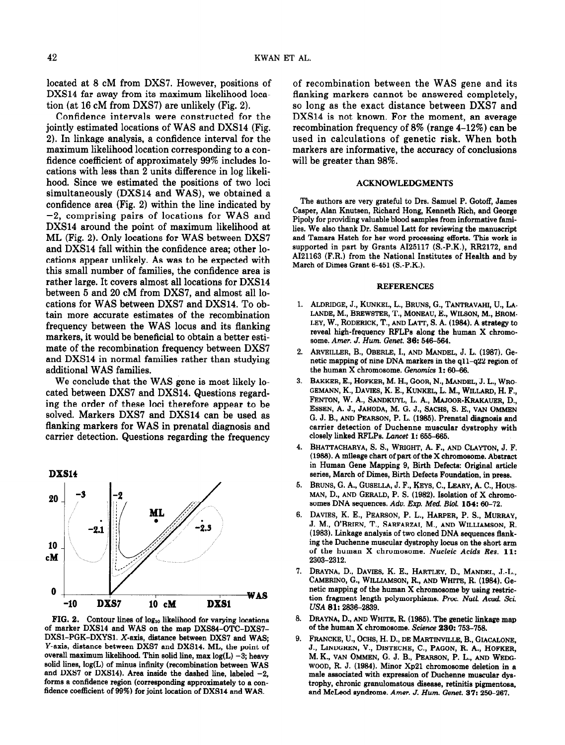located at 8 cM from DXS7. However, positions of DXS14 far away from its maximum likelihood location (at 16 cM from DXS7) are unlikely (Fig. 2).

Confidence intervals were constructed for the jointly estimated locations of WAS and DXS14 (Fig. 2). In linkage analysis, a confidence interval for the maximum likelihood location corresponding to a confidence coefficient of approximately 99% includes locations with less than 2 units difference in log likelihood. Since we estimated the positions of two loci simultaneously (DXS14 and WAS), we obtained a confidence area (Fig. 2) within the line indicated by −2, comprising pairs of locations for WAS and DXS14 around the point of maximum likelihood at ML (Fig. 2). Only locations for WAS between DXS7 and DXS14 fall within the confidence area; other locations appear unlikely. As was to be expected with this small number of families, the confidence area is rather large. It covers almost all locations for DXS14 between 5 and 20 cM from DXS7, and almost all locations for WAS between DXS7 and DXS14. To obtain more accurate estimates of the recombination frequency between the WAS locus and its flanking markers, it would be beneficial to obtain a better estimate of the recombination frequency between DXS7 and DXS14 in normal families rather than studying additional WAS families.

We conclude that the WAS gene is most likely located between DXS7 and DXS14. Questions regarding the order of these loci therefore appear to be solved. Markers DXS7 and DXS14 can be used as flanking markers for WAS in prenatal diagnosis and carrier detection. Questions regarding the frequency of recombination between the WAS gene and its flanking markers cannot be answered completely, so long as the exact distance between DXS7 and DXS14 is not known. For the moment, an average recombination frequency of 8% (range 4–12%) can be used in calculations of genetic risk. When both markers are informative, the accuracy of conclusions will be greater than 98%.

**FIG. 2.** Contour lines of $\log_{10}$ likelihood for varying locations of marker DXS14 and WAS on the map DXS84–OTC–DXS7–DXS1–PGK–DXYS1. *X*-axis, distance between DXS7 and WAS; *Y*-axis, distance between DXS7 and DXS14. ML, the point of overall maximum likelihood. Thin solid line, max log(L) −3; heavy solid lines, log(L) of minus infinity (recombination between WAS and DXS7 or DXS14). Area inside the dashed line, labeled −2, forms a confidence region (corresponding approximately to a confidence coefficient of 99%) for joint location of DXS14 and WAS.

## ACKNOWLEDGMENTS

The authors are very grateful to Drs. Samuel P. Gotoff, James Casper, Alan Knutsen, Richard Hong, Kenneth Rich, and George Pipoly for providing valuable blood samples from informative families. We also thank Dr. Samuel Latt for reviewing the manuscript and Tamara Hatch for her word processing efforts. This work is supported in part by Grants AI25117 (S.-P.K.), RR2172, and AI21163 (F.R.) from the National Institutes of Health and by March of Dimes Grant 6-451 (S.-P.K.).

## REFERENCES

1. Aldridge, J., Kunkel, L., Bruns, G., Tantravahi, U., Lalande, M., Brewster, T., Moneau, E., Wilson, M., Bromley, W., Roderick, T., and Latt, S. A. (1984). A strategy to reveal high-frequency RFLPs along the human X chromosome. *Amer. J. Hum. Genet.* **36:** 546–564.
2. Arveiller, B., Oberle, I., and Mandel, J. L. (1987). Genetic mapping of nine DNA markers in the q11–q22 region of the human X chromosome. *Genomics* **1:** 60–66.
3. Bakker, E., Hofker, M. H., Goor, N., Mandel, J. L., Wrogemann, K., Davies, K. E., Kunkel, L. M., Willard, H. F., Fenton, W. A., Sandkuyl, L. A., Majoor-Krakauer, D., Essen, A. J., Jahoda, M. G. J., Sachs, S. E., van Ommen G. J. B., and Pearson, P. L. (1985). Prenatal diagnosis and carrier detection of Duchenne muscular dystrophy with closely linked RFLPs. *Lancet* **1:** 655–665.
4. Bhattacharya, S. S., Wright, A. F., and Clayton, J. F. (1988). A mileage chart of part of the X chromosome. Abstract in Human Gene Mapping 9, Birth Defects: Original article series, March of Dimes, Birth Defects Foundation, in press.
5. Bruns, G. A., Gusella, J. F., Keys, C., Leary, A. C., Housman, D., and Gerald, P. S. (1982). Isolation of X chromosomes DNA sequences. *Adv. Exp. Med. Biol.* **154:** 60–72.
6. Davies, K. E., Pearson, P. L., Harper, P. S., Murray, J. M., O'Brien, T., Sarfarzai, M., and Williamson, R. (1983). Linkage analysis of two cloned DNA sequences flanking the Duchenne muscular dystrophy locus on the short arm of the human X chromosome. *Nucleic Acids Res.* **11:** 2303–2312.
7. Drayna, D., Davies, K. E., Hartley, D., Mandel, J.-L., Camerino, G., Williamson, R., and White, R. (1984). Genetic mapping of the human X chromosome by using restriction fragment length polymorphisms. *Proc. Natl. Acad. Sci. USA* **81:** 2836–2839.
8. Drayna, D., and White, R. (1985). The genetic linkage map of the human X chromosome. *Science* **230:** 753–758.
9. Francke, U., Ochs, H. D., de Martinville, B., Giacalone, J., Lindgren, V., Disteche, C., Pagon, R. A., Hofker, M. K., van Ommen, G. J. B., Pearson, P. L., and Wedgwood, R. J. (1984). Minor Xp21 chromosome deletion in a male associated with expression of Duchenne muscular dystrophy, chronic granulomatous disease, retinitis pigmentosa, and McLeod syndrome. *Amer. J. Hum. Genet.* **37:** 250–267.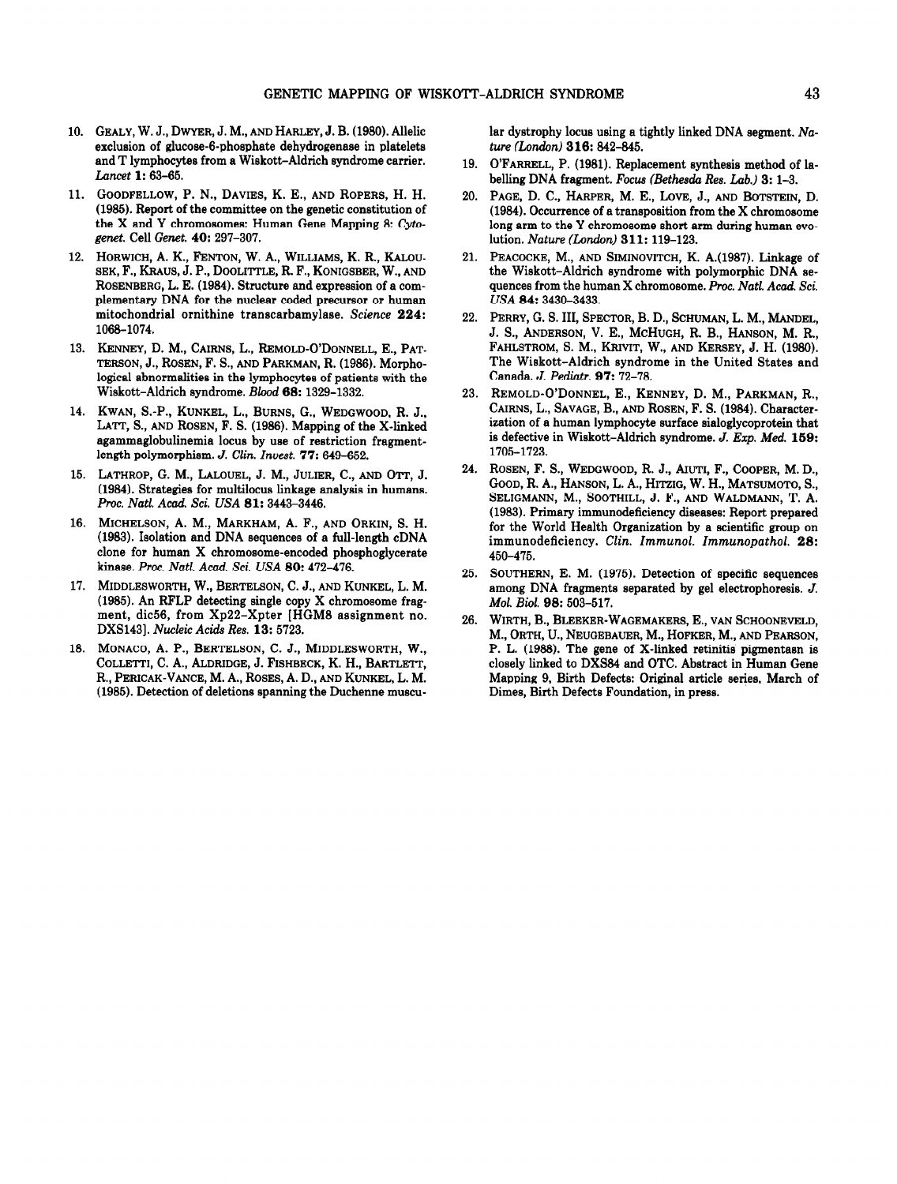10. Gealy, W. J., Dwyer, J. M., and Harley, J. B. (1980). Allelic exclusion of glucose-6-phosphate dehydrogenase in platelets and T lymphocytes from a Wiskott-Aldrich syndrome carrier. *Lancet* **1:** 63–65.

11. Goodfellow, P. N., Davies, K. E., and Ropers, H. H. (1985). Report of the committee on the genetic constitution of the X and Y chromosomes: Human Gene Mapping 8: *Cytogenet.* Cell *Genet.* **40:** 297–307.

12. Horwich, A. K., Fenton, W. A., Williams, K. R., Kalousek, F., Kraus, J. P., Doolittle, R. F., Konigsber, W., and Rosenberg, L. E. (1984). Structure and expression of a complementary DNA for the nuclear coded precursor or human mitochondrial ornithine transcarbamylase. *Science* **224:** 1068–1074.

13. Kenney, D. M., Cairns, L., Remold-O'Donnell, E., Patterson, J., Rosen, F. S., and Parkman, R. (1986). Morphological abnormalities in the lymphocytes of patients with the Wiskott-Aldrich syndrome. *Blood* **68:** 1329–1332.

14. Kwan, S.-P., Kunkel, L., Burns, G., Wedgwood, R. J., Latt, S., and Rosen, F. S. (1986). Mapping of the X-linked agammaglobulinemia locus by use of restriction fragment-length polymorphism. *J. Clin. Invest.* **77:** 649–652.

15. Lathrop, G. M., Lalouel, J. M., Julier, C., and Ott, J. (1984). Strategies for multilocus linkage analysis in humans. *Proc. Natl. Acad. Sci. USA* **81:** 3443–3446.

16. Michelson, A. M., Markham, A. F., and Orkin, S. H. (1983). Isolation and DNA sequences of a full-length cDNA clone for human X chromosome-encoded phosphoglycerate kinase. *Proc. Natl. Acad. Sci. USA* **80:** 472–476.

17. Middlesworth, W., Bertelson, C. J., and Kunkel, L. M. (1985). An RFLP detecting single copy X chromosome fragment, dic56, from Xp22-Xpter [HGM8 assignment no. DXS143]. *Nucleic Acids Res.* **13:** 5723.

18. Monaco, A. P., Bertelson, C. J., Middlesworth, W., Colletti, C. A., Aldridge, J. Fishbeck, K. H., Bartlett, R., Pericak-Vance, M. A., Roses, A. D., and Kunkel, L. M. (1985). Detection of deletions spanning the Duchenne muscular dystrophy locus using a tightly linked DNA segment. *Nature (London)* **316:** 842–845.

19. O'Farrell, P. (1981). Replacement synthesis method of labelling DNA fragment. *Focus (Bethesda Res. Lab.)* **3:** 1–3.

20. Page, D. C., Harper, M. E., Love, J., and Botstein, D. (1984). Occurrence of a transposition from the X chromosome long arm to the Y chromosome short arm during human evolution. *Nature (London)* **311:** 119–123.

21. Peacocke, M., and Siminovitch, K. A.(1987). Linkage of the Wiskott-Aldrich syndrome with polymorphic DNA sequences from the human X chromosome. *Proc. Natl. Acad. Sci. USA* **84:** 3430–3433.

22. Perry, G. S. III, Spector, B. D., Schuman, L. M., Mandel, J. S., Anderson, V. E., McHugh, R. B., Hanson, M. R., Fahlstrom, S. M., Krivit, W., and Kersey, J. H. (1980). The Wiskott-Aldrich syndrome in the United States and Canada. *J. Pediatr.* **97:** 72–78.

23. Remold-O'Donnel, E., Kenney, D. M., Parkman, R., Cairns, L., Savage, B., and Rosen, F. S. (1984). Characterization of a human lymphocyte surface sialoglycoprotein that is defective in Wiskott-Aldrich syndrome. *J. Exp. Med.* **159:** 1705–1723.

24. Rosen, F. S., Wedgwood, R. J., Aiuti, F., Cooper, M. D., Good, R. A., Hanson, L. A., Hitzig, W. H., Matsumoto, S., Seligmann, M., Soothill, J. F., and Waldmann, T. A. (1983). Primary immunodeficiency diseases: Report prepared for the World Health Organization by a scientific group on immunodeficiency. *Clin. Immunol. Immunopathol.* **28:** 450–475.

25. Southern, E. M. (1975). Detection of specific sequences among DNA fragments separated by gel electrophoresis. *J. Mol. Biol.* **98:** 503–517.

26. Wirth, B., Bleeker-Wagemakers, E., van Schooneveld, M., Orth, U., Neugebauer, M., Hofker, M., and Pearson, P. L. (1988). The gene of X-linked retinitis pigmentasa is closely linked to DXS84 and OTC. Abstract in Human Gene Mapping 9, Birth Defects: Original article series, March of Dimes, Birth Defects Foundation, in press.